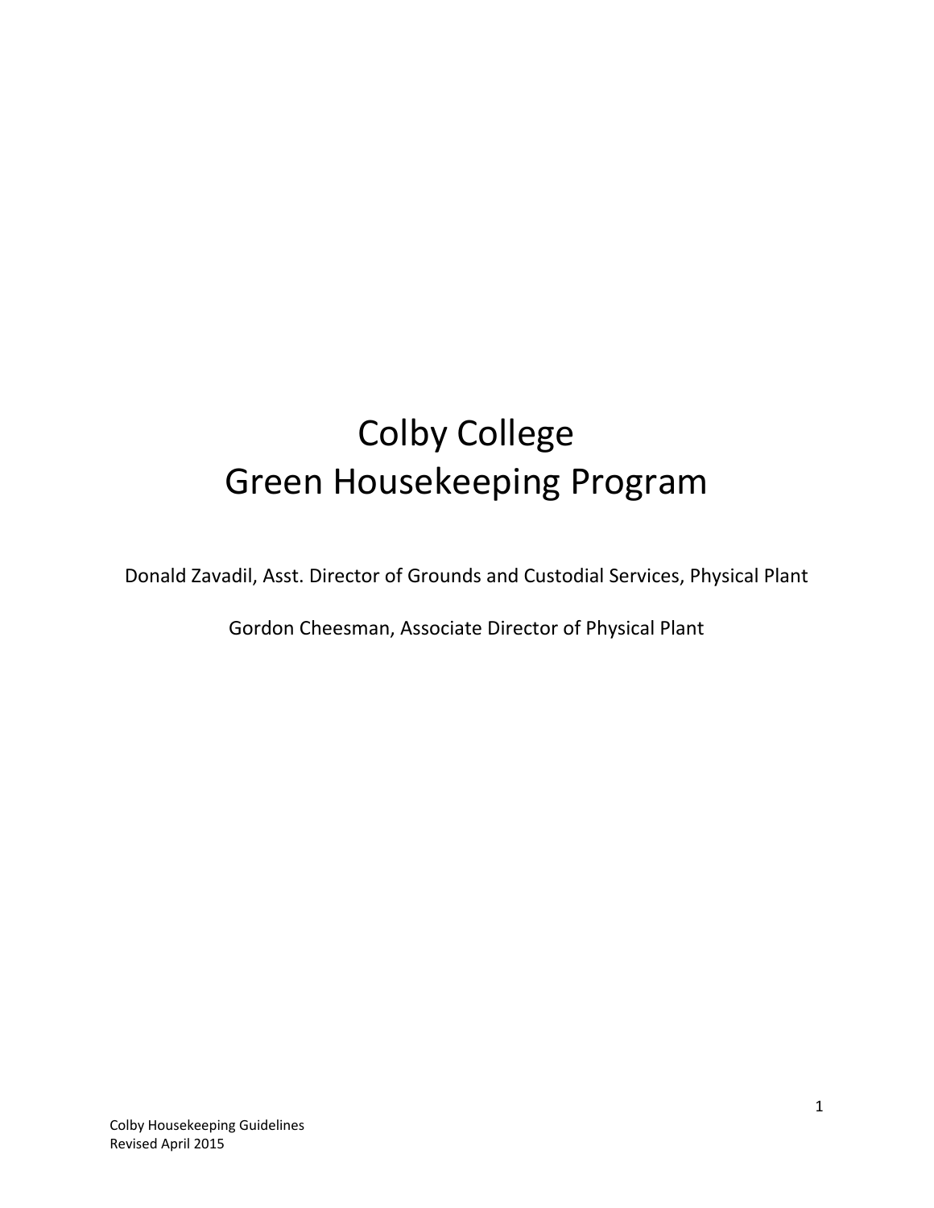# Colby College
# Green Housekeeping Program

Donald Zavadil, Asst. Director of Grounds and Custodial Services, Physical Plant

Gordon Cheesman, Associate Director of Physical Plant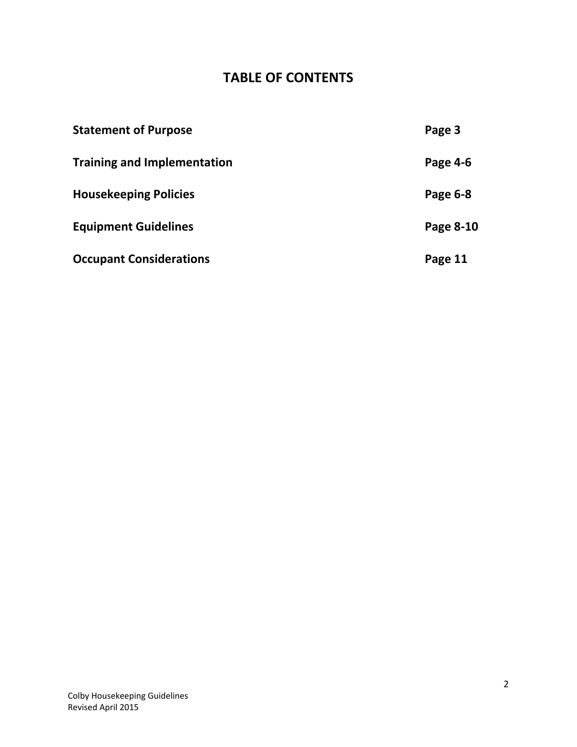# TABLE OF CONTENTS

| | |
|---|---|
| **Statement of Purpose** | **Page 3** |
| **Training and Implementation** | **Page 4-6** |
| **Housekeeping Policies** | **Page 6-8** |
| **Equipment Guidelines** | **Page 8-10** |
| **Occupant Considerations** | **Page 11** |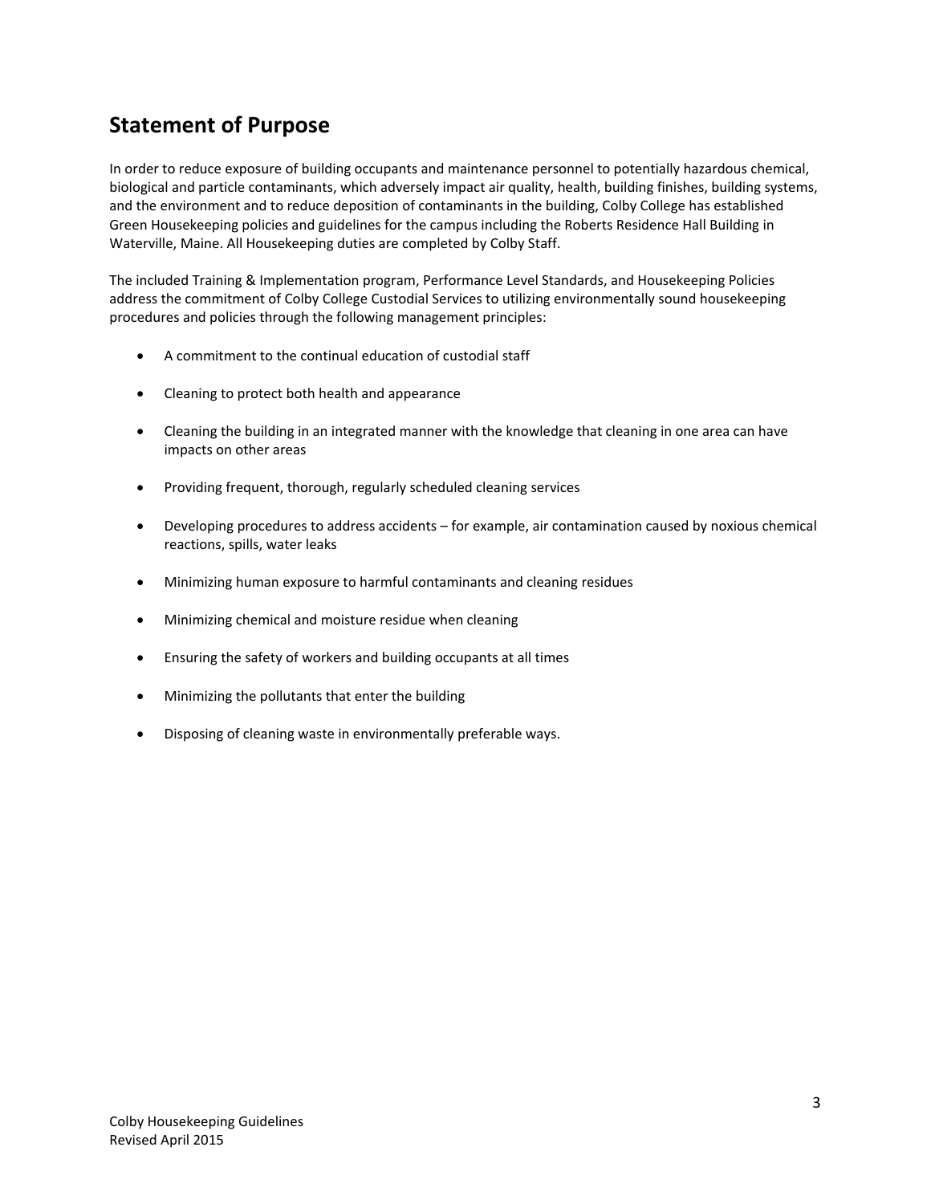## Statement of Purpose

In order to reduce exposure of building occupants and maintenance personnel to potentially hazardous chemical, biological and particle contaminants, which adversely impact air quality, health, building finishes, building systems, and the environment and to reduce deposition of contaminants in the building, Colby College has established Green Housekeeping policies and guidelines for the campus including the Roberts Residence Hall Building in Waterville, Maine. All Housekeeping duties are completed by Colby Staff.

The included Training & Implementation program, Performance Level Standards, and Housekeeping Policies address the commitment of Colby College Custodial Services to utilizing environmentally sound housekeeping procedures and policies through the following management principles:

- A commitment to the continual education of custodial staff
- Cleaning to protect both health and appearance
- Cleaning the building in an integrated manner with the knowledge that cleaning in one area can have impacts on other areas
- Providing frequent, thorough, regularly scheduled cleaning services
- Developing procedures to address accidents – for example, air contamination caused by noxious chemical reactions, spills, water leaks
- Minimizing human exposure to harmful contaminants and cleaning residues
- Minimizing chemical and moisture residue when cleaning
- Ensuring the safety of workers and building occupants at all times
- Minimizing the pollutants that enter the building
- Disposing of cleaning waste in environmentally preferable ways.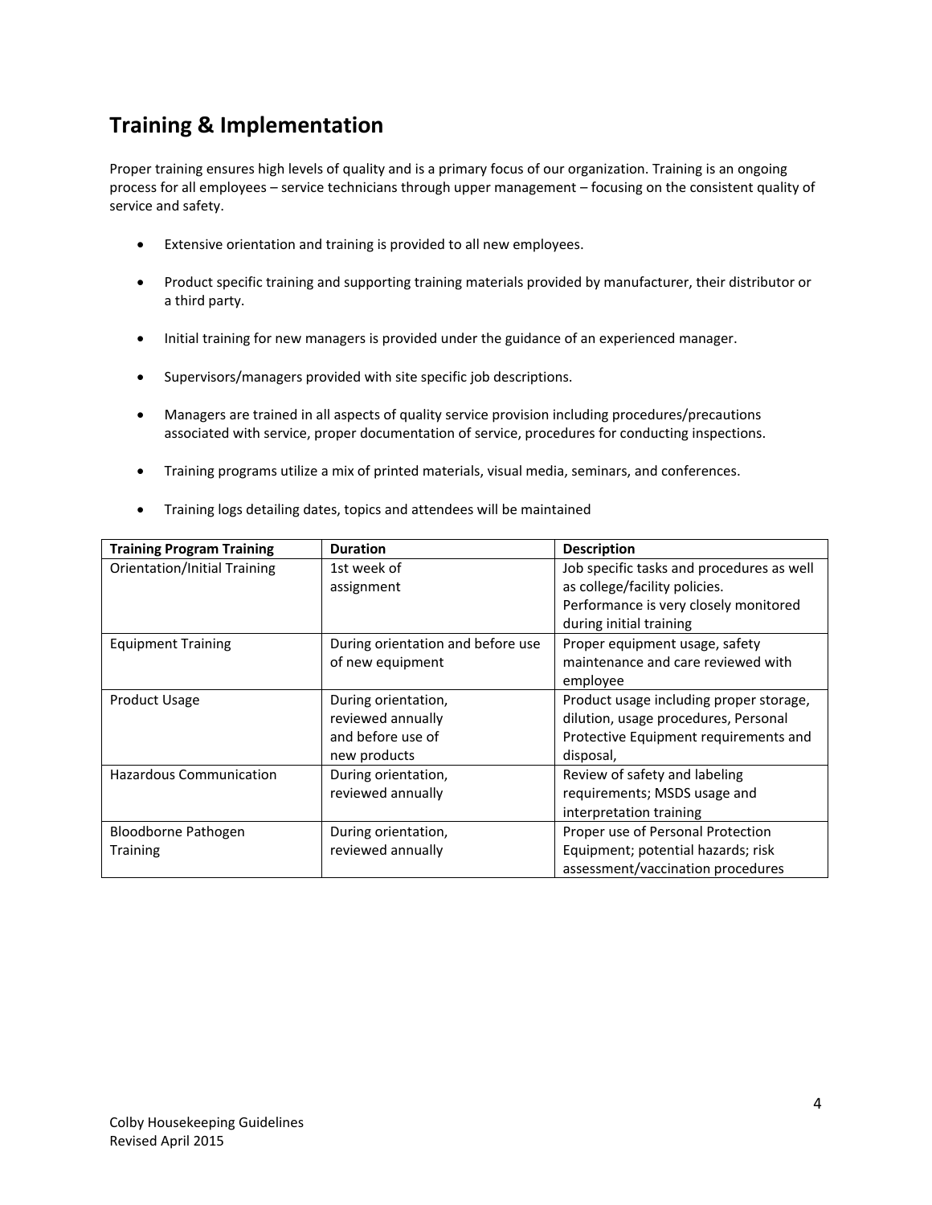## Training & Implementation

Proper training ensures high levels of quality and is a primary focus of our organization. Training is an ongoing process for all employees – service technicians through upper management – focusing on the consistent quality of service and safety.

- Extensive orientation and training is provided to all new employees.
- Product specific training and supporting training materials provided by manufacturer, their distributor or a third party.
- Initial training for new managers is provided under the guidance of an experienced manager.
- Supervisors/managers provided with site specific job descriptions.
- Managers are trained in all aspects of quality service provision including procedures/precautions associated with service, proper documentation of service, procedures for conducting inspections.
- Training programs utilize a mix of printed materials, visual media, seminars, and conferences.
- Training logs detailing dates, topics and attendees will be maintained

| Training Program Training | Duration | Description |
|---|---|---|
| Orientation/Initial Training | 1st week of assignment | Job specific tasks and procedures as well as college/facility policies. Performance is very closely monitored during initial training |
| Equipment Training | During orientation and before use of new equipment | Proper equipment usage, safety maintenance and care reviewed with employee |
| Product Usage | During orientation, reviewed annually and before use of new products | Product usage including proper storage, dilution, usage procedures, Personal Protective Equipment requirements and disposal, |
| Hazardous Communication | During orientation, reviewed annually | Review of safety and labeling requirements; MSDS usage and interpretation training |
| Bloodborne Pathogen Training | During orientation, reviewed annually | Proper use of Personal Protection Equipment; potential hazards; risk assessment/vaccination procedures |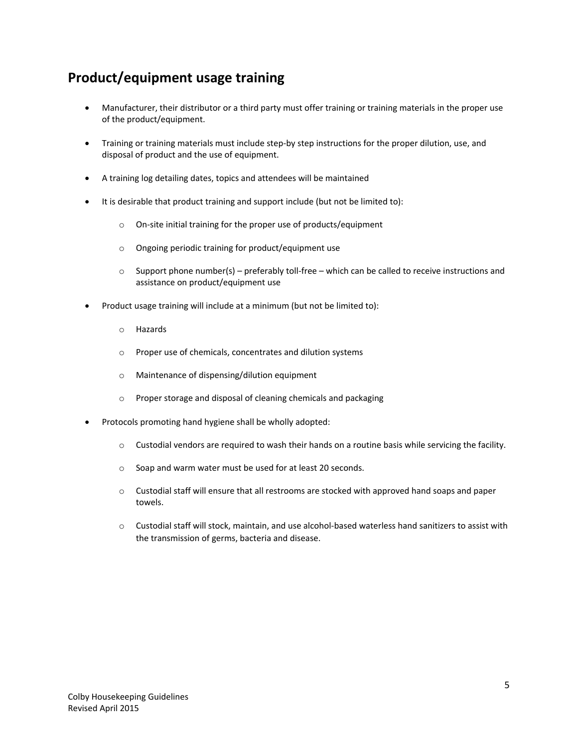## Product/equipment usage training

- Manufacturer, their distributor or a third party must offer training or training materials in the proper use of the product/equipment.
- Training or training materials must include step-by step instructions for the proper dilution, use, and disposal of product and the use of equipment.
- A training log detailing dates, topics and attendees will be maintained
- It is desirable that product training and support include (but not be limited to):
    - On-site initial training for the proper use of products/equipment
    - Ongoing periodic training for product/equipment use
    - Support phone number(s) – preferably toll-free – which can be called to receive instructions and assistance on product/equipment use
- Product usage training will include at a minimum (but not be limited to):
    - Hazards
    - Proper use of chemicals, concentrates and dilution systems
    - Maintenance of dispensing/dilution equipment
    - Proper storage and disposal of cleaning chemicals and packaging
- Protocols promoting hand hygiene shall be wholly adopted:
    - Custodial vendors are required to wash their hands on a routine basis while servicing the facility.
    - Soap and warm water must be used for at least 20 seconds.
    - Custodial staff will ensure that all restrooms are stocked with approved hand soaps and paper towels.
    - Custodial staff will stock, maintain, and use alcohol-based waterless hand sanitizers to assist with the transmission of germs, bacteria and disease.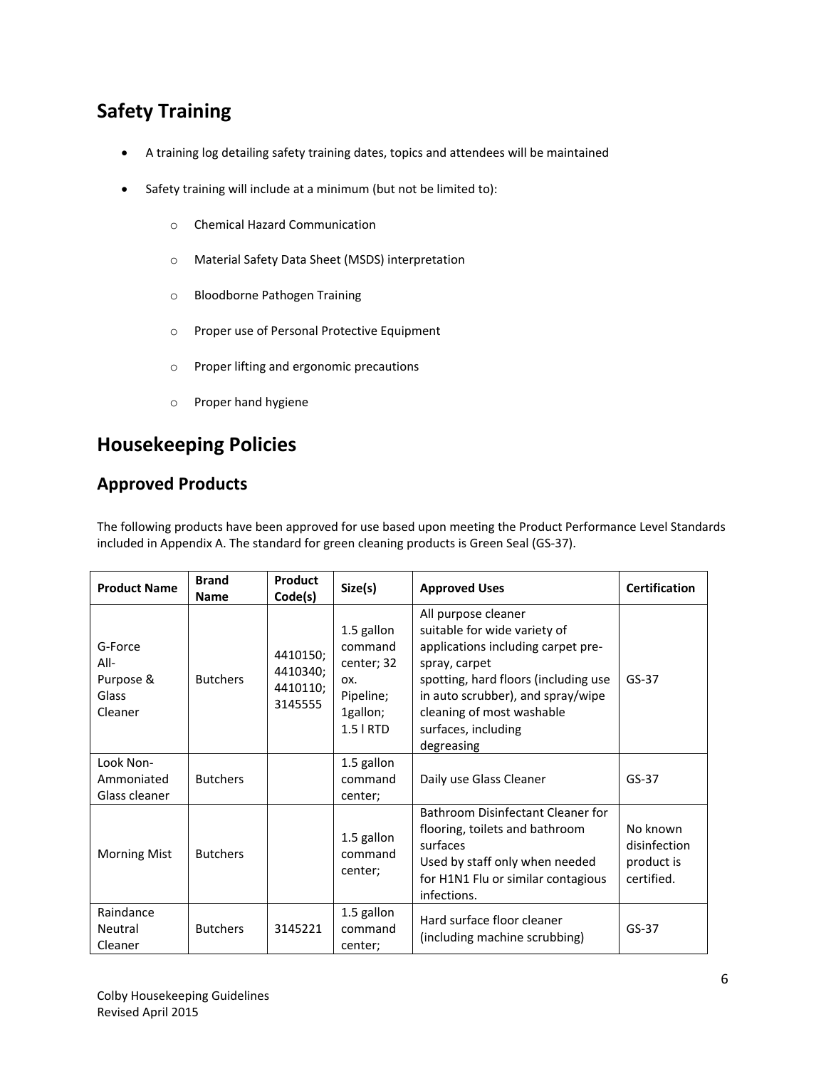## Safety Training

- A training log detailing safety training dates, topics and attendees will be maintained
- Safety training will include at a minimum (but not be limited to):
  - Chemical Hazard Communication
  - Material Safety Data Sheet (MSDS) interpretation
  - Bloodborne Pathogen Training
  - Proper use of Personal Protective Equipment
  - Proper lifting and ergonomic precautions
  - Proper hand hygiene

## Housekeeping Policies

### Approved Products

The following products have been approved for use based upon meeting the Product Performance Level Standards included in Appendix A. The standard for green cleaning products is Green Seal (GS-37).

| Product Name | Brand Name | Product Code(s) | Size(s) | Approved Uses | Certification |
|---|---|---|---|---|---|
| G-Force All-Purpose & Glass Cleaner | Butchers | 4410150; 4410340; 4410110; 3145555 | 1.5 gallon command center; 32 ox. Pipeline; 1gallon; 1.5 l RTD | All purpose cleaner suitable for wide variety of applications including carpet pre-spray, carpet spotting, hard floors (including use in auto scrubber), and spray/wipe cleaning of most washable surfaces, including degreasing | GS-37 |
| Look Non-Ammoniated Glass cleaner | Butchers | | 1.5 gallon command center; | Daily use Glass Cleaner | GS-37 |
| Morning Mist | Butchers | | 1.5 gallon command center; | Bathroom Disinfectant Cleaner for flooring, toilets and bathroom surfaces<br>Used by staff only when needed for H1N1 Flu or similar contagious infections. | No known disinfection product is certified. |
| Raindance Neutral Cleaner | Butchers | 3145221 | 1.5 gallon command center; | Hard surface floor cleaner (including machine scrubbing) | GS-37 |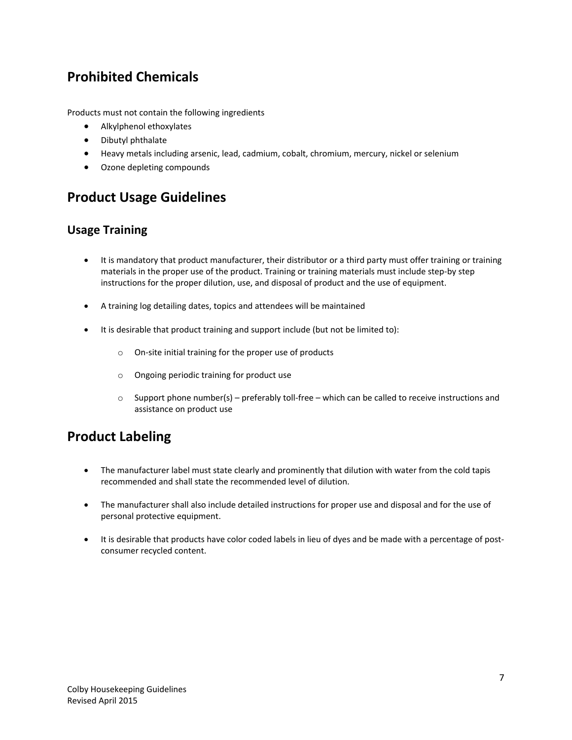## Prohibited Chemicals

Products must not contain the following ingredients

- Alkylphenol ethoxylates
- Dibutyl phthalate
- Heavy metals including arsenic, lead, cadmium, cobalt, chromium, mercury, nickel or selenium
- Ozone depleting compounds

## Product Usage Guidelines

### Usage Training

- It is mandatory that product manufacturer, their distributor or a third party must offer training or training materials in the proper use of the product. Training or training materials must include step-by step instructions for the proper dilution, use, and disposal of product and the use of equipment.

- A training log detailing dates, topics and attendees will be maintained

- It is desirable that product training and support include (but not be limited to):

    - On-site initial training for the proper use of products

    - Ongoing periodic training for product use

    - Support phone number(s) – preferably toll-free – which can be called to receive instructions and assistance on product use

## Product Labeling

- The manufacturer label must state clearly and prominently that dilution with water from the cold tapis recommended and shall state the recommended level of dilution.

- The manufacturer shall also include detailed instructions for proper use and disposal and for the use of personal protective equipment.

- It is desirable that products have color coded labels in lieu of dyes and be made with a percentage of post-consumer recycled content.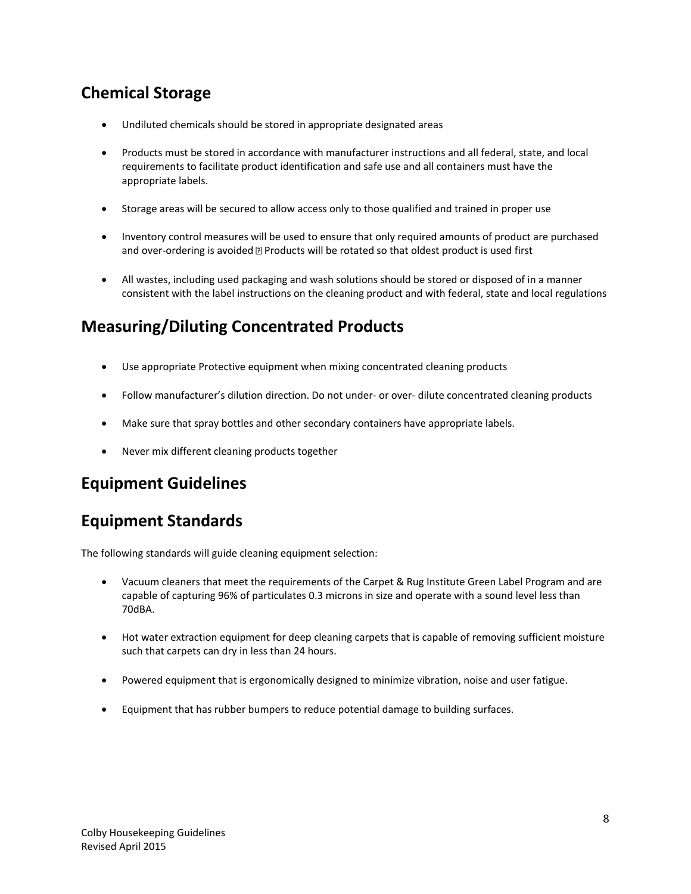## Chemical Storage

- Undiluted chemicals should be stored in appropriate designated areas
- Products must be stored in accordance with manufacturer instructions and all federal, state, and local requirements to facilitate product identification and safe use and all containers must have the appropriate labels.
- Storage areas will be secured to allow access only to those qualified and trained in proper use
- Inventory control measures will be used to ensure that only required amounts of product are purchased and over-ordering is avoided  Products will be rotated so that oldest product is used first
- All wastes, including used packaging and wash solutions should be stored or disposed of in a manner consistent with the label instructions on the cleaning product and with federal, state and local regulations

## Measuring/Diluting Concentrated Products

- Use appropriate Protective equipment when mixing concentrated cleaning products
- Follow manufacturer's dilution direction. Do not under- or over- dilute concentrated cleaning products
- Make sure that spray bottles and other secondary containers have appropriate labels.
- Never mix different cleaning products together

## Equipment Guidelines

## Equipment Standards

The following standards will guide cleaning equipment selection:

- Vacuum cleaners that meet the requirements of the Carpet & Rug Institute Green Label Program and are capable of capturing 96% of particulates 0.3 microns in size and operate with a sound level less than 70dBA.
- Hot water extraction equipment for deep cleaning carpets that is capable of removing sufficient moisture such that carpets can dry in less than 24 hours.
- Powered equipment that is ergonomically designed to minimize vibration, noise and user fatigue.
- Equipment that has rubber bumpers to reduce potential damage to building surfaces.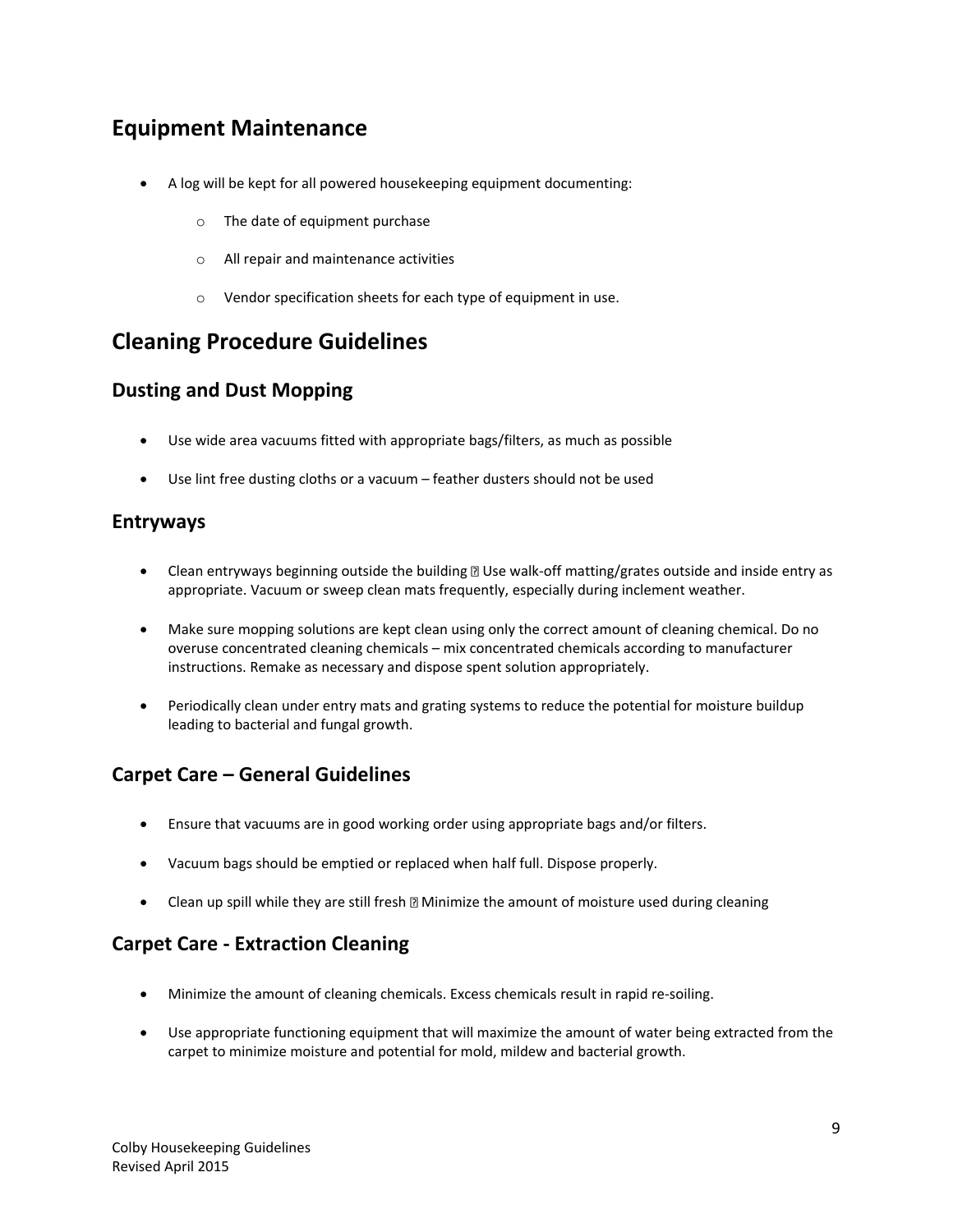## Equipment Maintenance

- A log will be kept for all powered housekeeping equipment documenting:
    - The date of equipment purchase
    - All repair and maintenance activities
    - Vendor specification sheets for each type of equipment in use.

## Cleaning Procedure Guidelines

### Dusting and Dust Mopping

- Use wide area vacuums fitted with appropriate bags/filters, as much as possible
- Use lint free dusting cloths or a vacuum – feather dusters should not be used

### Entryways

- Clean entryways beginning outside the building  Use walk-off matting/grates outside and inside entry as appropriate. Vacuum or sweep clean mats frequently, especially during inclement weather.
- Make sure mopping solutions are kept clean using only the correct amount of cleaning chemical. Do no overuse concentrated cleaning chemicals – mix concentrated chemicals according to manufacturer instructions. Remake as necessary and dispose spent solution appropriately.
- Periodically clean under entry mats and grating systems to reduce the potential for moisture buildup leading to bacterial and fungal growth.

### Carpet Care – General Guidelines

- Ensure that vacuums are in good working order using appropriate bags and/or filters.
- Vacuum bags should be emptied or replaced when half full. Dispose properly.
- Clean up spill while they are still fresh  Minimize the amount of moisture used during cleaning

### Carpet Care - Extraction Cleaning

- Minimize the amount of cleaning chemicals. Excess chemicals result in rapid re-soiling.
- Use appropriate functioning equipment that will maximize the amount of water being extracted from the carpet to minimize moisture and potential for mold, mildew and bacterial growth.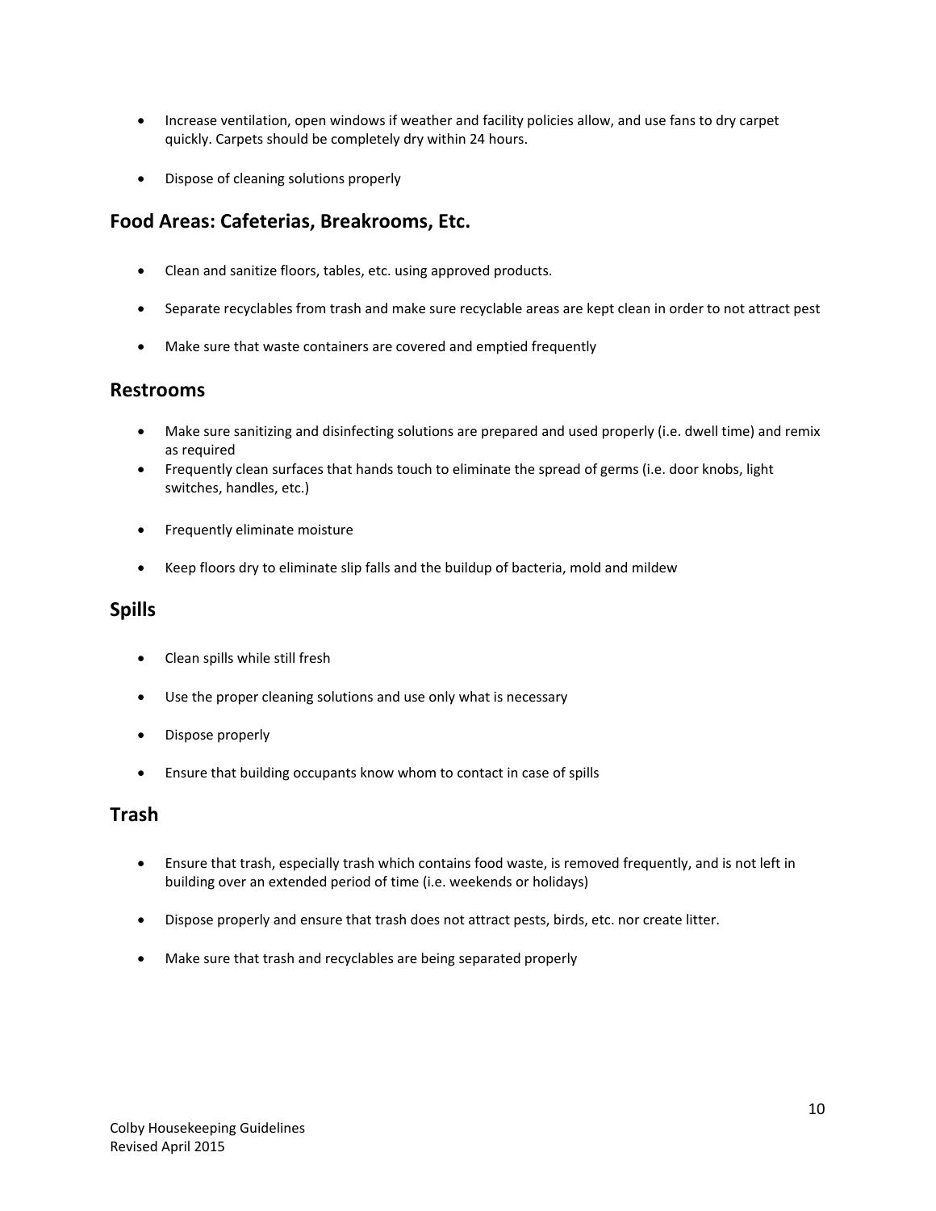- Increase ventilation, open windows if weather and facility policies allow, and use fans to dry carpet quickly. Carpets should be completely dry within 24 hours.

- Dispose of cleaning solutions properly

## Food Areas: Cafeterias, Breakrooms, Etc.

- Clean and sanitize floors, tables, etc. using approved products.

- Separate recyclables from trash and make sure recyclable areas are kept clean in order to not attract pest

- Make sure that waste containers are covered and emptied frequently

## Restrooms

- Make sure sanitizing and disinfecting solutions are prepared and used properly (i.e. dwell time) and remix as required
- Frequently clean surfaces that hands touch to eliminate the spread of germs (i.e. door knobs, light switches, handles, etc.)

- Frequently eliminate moisture

- Keep floors dry to eliminate slip falls and the buildup of bacteria, mold and mildew

## Spills

- Clean spills while still fresh

- Use the proper cleaning solutions and use only what is necessary

- Dispose properly

- Ensure that building occupants know whom to contact in case of spills

## Trash

- Ensure that trash, especially trash which contains food waste, is removed frequently, and is not left in building over an extended period of time (i.e. weekends or holidays)

- Dispose properly and ensure that trash does not attract pests, birds, etc. nor create litter.

- Make sure that trash and recyclables are being separated properly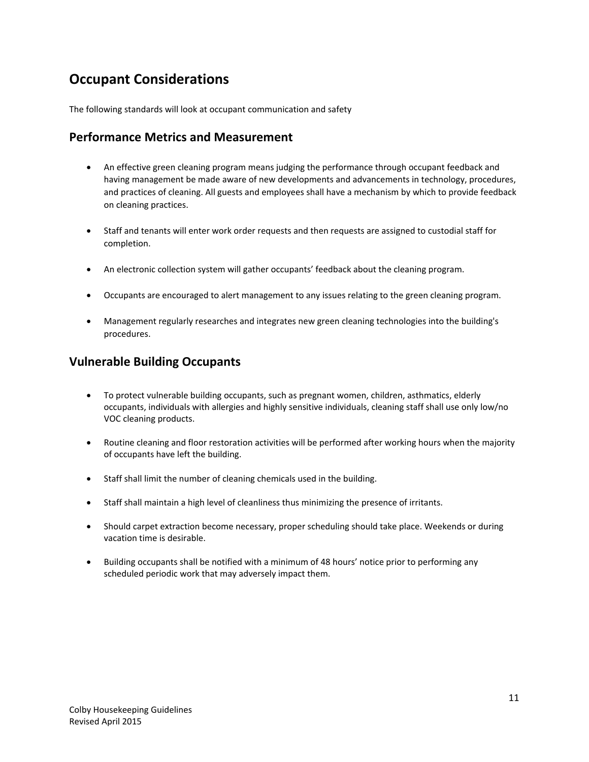# Occupant Considerations

The following standards will look at occupant communication and safety

## Performance Metrics and Measurement

- An effective green cleaning program means judging the performance through occupant feedback and having management be made aware of new developments and advancements in technology, procedures, and practices of cleaning. All guests and employees shall have a mechanism by which to provide feedback on cleaning practices.
- Staff and tenants will enter work order requests and then requests are assigned to custodial staff for completion.
- An electronic collection system will gather occupants' feedback about the cleaning program.
- Occupants are encouraged to alert management to any issues relating to the green cleaning program.
- Management regularly researches and integrates new green cleaning technologies into the building's procedures.

## Vulnerable Building Occupants

- To protect vulnerable building occupants, such as pregnant women, children, asthmatics, elderly occupants, individuals with allergies and highly sensitive individuals, cleaning staff shall use only low/no VOC cleaning products.
- Routine cleaning and floor restoration activities will be performed after working hours when the majority of occupants have left the building.
- Staff shall limit the number of cleaning chemicals used in the building.
- Staff shall maintain a high level of cleanliness thus minimizing the presence of irritants.
- Should carpet extraction become necessary, proper scheduling should take place. Weekends or during vacation time is desirable.
- Building occupants shall be notified with a minimum of 48 hours' notice prior to performing any scheduled periodic work that may adversely impact them.